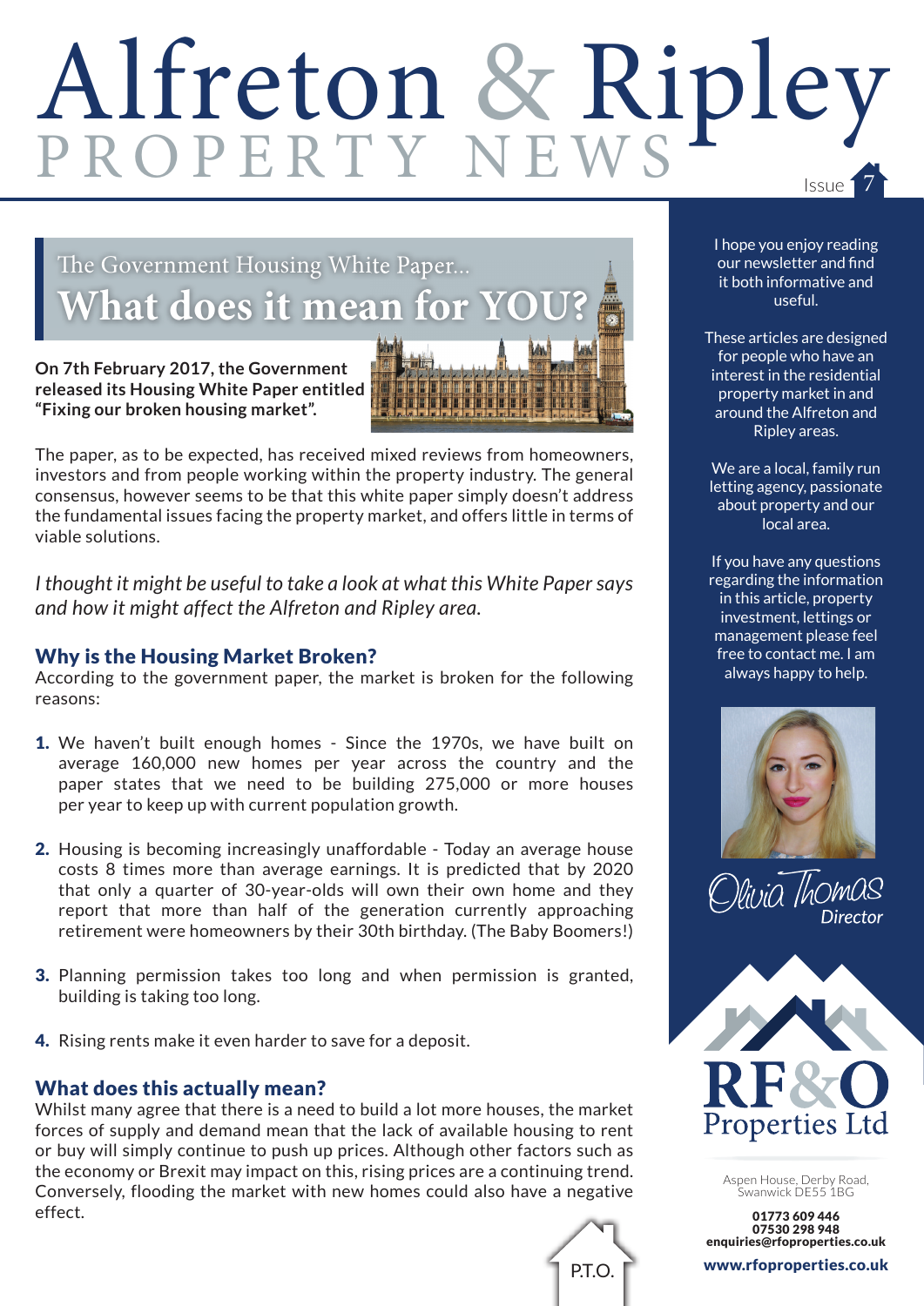# Alfreton & Ripley PROPERTY NEWS

Issue 7

## The Government Housing White Paper... What does it mean for YOU?

**On 7th February 2017, the Government released its Housing White Paper entitled "Fixing our broken housing market".**

The paper, as to be expected, has received mixed reviews from homeowners, investors and from people working within the property industry. The general consensus, however seems to be that this white paper simply doesn't address the fundamental issues facing the property market, and offers little in terms of viable solutions.

*I thought it might be useful to take a look at what this White Paper says and how it might affect the Alfreton and Ripley area.*

### Why is the Housing Market Broken?

According to the government paper, the market is broken for the following reasons:

1. We haven't built enough homes - Since the 1970s, we have built on average 160,000 new homes per year across the country and the paper states that we need to be building 275,000 or more houses per year to keep up with current population growth.
2. Housing is becoming increasingly unaffordable - Today an average house costs 8 times more than average earnings. It is predicted that by 2020 that only a quarter of 30-year-olds will own their own home and they report that more than half of the generation currently approaching retirement were homeowners by their 30th birthday. (The Baby Boomers!)
3. Planning permission takes too long and when permission is granted, building is taking too long.
4. Rising rents make it even harder to save for a deposit.

### What does this actually mean?

Whilst many agree that there is a need to build a lot more houses, the market forces of supply and demand mean that the lack of available housing to rent or buy will simply continue to push up prices. Although other factors such as the economy or Brexit may impact on this, rising prices are a continuing trend. Conversely, flooding the market with new homes could also have a negative effect.

P.T.O.

---

I hope you enjoy reading our newsletter and find it both informative and useful.

These articles are designed for people who have an interest in the residential property market in and around the Alfreton and Ripley areas.

We are a local, family run letting agency, passionate about property and our local area.

If you have any questions regarding the information in this article, property investment, lettings or management please feel free to contact me. I am always happy to help.

Olivia Thomas
*Director*

**RF&O Properties Ltd**

Aspen House, Derby Road, Swanwick DE55 1BG

**01773 609 446**
**07530 298 948**
**enquiries@rfoproperties.co.uk**

**www.rfoproperties.co.uk**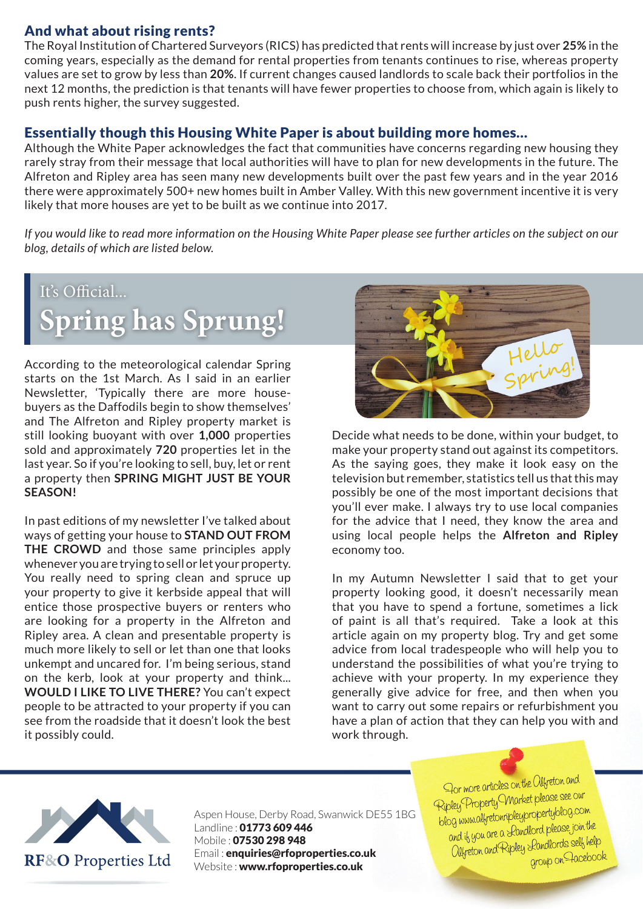## And what about rising rents?

The Royal Institution of Chartered Surveyors (RICS) has predicted that rents will increase by just over **25%** in the coming years, especially as the demand for rental properties from tenants continues to rise, whereas property values are set to grow by less than **20%**. If current changes caused landlords to scale back their portfolios in the next 12 months, the prediction is that tenants will have fewer properties to choose from, which again is likely to push rents higher, the survey suggested.

## Essentially though this Housing White Paper is about building more homes...

Although the White Paper acknowledges the fact that communities have concerns regarding new housing they rarely stray from their message that local authorities will have to plan for new developments in the future. The Alfreton and Ripley area has seen many new developments built over the past few years and in the year 2016 there were approximately 500+ new homes built in Amber Valley. With this new government incentive it is very likely that more houses are yet to be built as we continue into 2017.

*If you would like to read more information on the Housing White Paper please see further articles on the subject on our blog, details of which are listed below.*

It's Official...

# Spring has Sprung!

According to the meteorological calendar Spring starts on the 1st March. As I said in an earlier Newsletter, 'Typically there are more house-buyers as the Daffodils begin to show themselves' and The Alfreton and Ripley property market is still looking buoyant with over **1,000** properties sold and approximately **720** properties let in the last year. So if you're looking to sell, buy, let or rent a property then **SPRING MIGHT JUST BE YOUR SEASON!**

In past editions of my newsletter I've talked about ways of getting your house to **STAND OUT FROM THE CROWD** and those same principles apply whenever you are trying to sell or let your property. You really need to spring clean and spruce up your property to give it kerbside appeal that will entice those prospective buyers or renters who are looking for a property in the Alfreton and Ripley area. A clean and presentable property is much more likely to sell or let than one that looks unkempt and uncared for. I'm being serious, stand on the kerb, look at your property and think... **WOULD I LIKE TO LIVE THERE?** You can't expect people to be attracted to your property if you can see from the roadside that it doesn't look the best it possibly could.

Decide what needs to be done, within your budget, to make your property stand out against its competitors. As the saying goes, they make it look easy on the television but remember, statistics tell us that this may possibly be one of the most important decisions that you'll ever make. I always try to use local companies for the advice that I need, they know the area and using local people helps the **Alfreton and Ripley** economy too.

In my Autumn Newsletter I said that to get your property looking good, it doesn't necessarily mean that you have to spend a fortune, sometimes a lick of paint is all that's required. Take a look at this article again on my property blog. Try and get some advice from local tradespeople who will help you to understand the possibilities of what you're trying to achieve with your property. In my experience they generally give advice for free, and then when you want to carry out some repairs or refurbishment you have a plan of action that they can help you with and work through.

For more articles on the Alfreton and Ripley Property Market please see our blog www.alfretonripleypropertyblog.com and if you are a Landlord please join the Alfreton and Ripley Landlords self help group on Facebook

RF&O Properties Ltd

Aspen House, Derby Road, Swanwick DE55 1BG
Landline : **01773 609 446**
Mobile : **07530 298 948**
Email : **enquiries@rfoproperties.co.uk**
Website : **www.rfoproperties.co.uk**